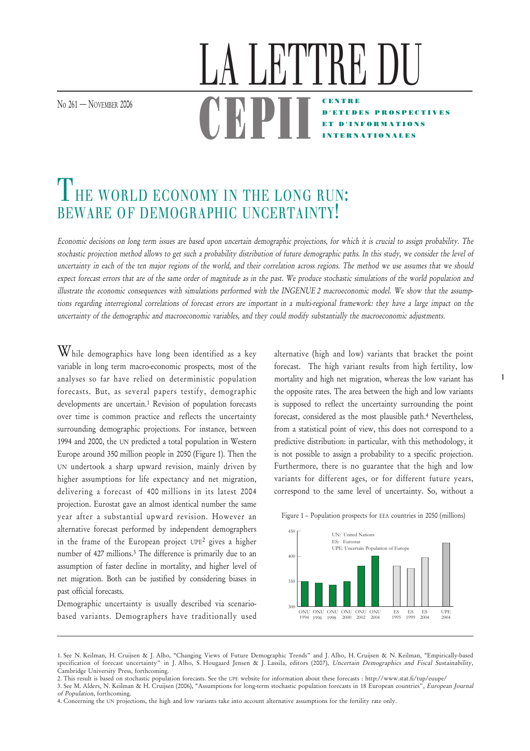# LA LETTRE DU CEPII

No 261 — November 2006

CENTRE D'ETUDES PROSPECTIVES ET D'INFORMATIONS INTERNATIONALES

## THE WORLD ECONOMY IN THE LONG RUN: BEWARE OF DEMOGRAPHIC UNCERTAINTY!

*Economic decisions on long term issues are based upon uncertain demographic projections, for which it is crucial to assign probability. The stochastic projection method allows to get such a probability distribution of future demographic paths. In this study, we consider the level of uncertainty in each of the ten major regions of the world, and their correlation across regions. The method we use assumes that we should expect forecast errors that are of the same order of magnitude as in the past. We produce stochastic simulations of the world population and illustrate the economic consequences with simulations performed with the INGENUE 2 macroeconomic model. We show that the assumptions regarding interregional correlations of forecast errors are important in a multi-regional framework: they have a large impact on the uncertainty of the demographic and macroeconomic variables, and they could modify substantially the macroeconomic adjustments.*

While demographics have long been identified as a key variable in long term macro-economic prospects, most of the analyses so far have relied on deterministic population forecasts. But, as several papers testify, demographic developments are uncertain.[1] Revision of population forecasts over time is common practice and reflects the uncertainty surrounding demographic projections. For instance, between 1994 and 2000, the UN predicted a total population in Western Europe around 350 million people in 2050 (Figure 1). Then the UN undertook a sharp upward revision, mainly driven by higher assumptions for life expectancy and net migration, delivering a forecast of 400 millions in its latest 2004 projection. Eurostat gave an almost identical number the same year after a substantial upward revision. However an alternative forecast performed by independent demographers in the frame of the European project UPE[2] gives a higher number of 427 millions.[3] The difference is primarily due to an assumption of faster decline in mortality, and higher level of net migration. Both can be justified by considering biases in past official forecasts.

Demographic uncertainty is usually described via scenario-based variants. Demographers have traditionally used alternative (high and low) variants that bracket the point forecast. The high variant results from high fertility, low mortality and high net migration, whereas the low variant has the opposite rates. The area between the high and low variants is supposed to reflect the uncertainty surrounding the point forecast, considered as the most plausible path.[4] Nevertheless, from a statistical point of view, this does not correspond to a predictive distribution: in particular, with this methodology, it is not possible to assign a probability to a specific projection. Furthermore, there is no guarantee that the high and low variants for different ages, or for different future years, correspond to the same level of uncertainty. So, without a

Figure 1 – Population prospects for EEA countries in 2050 (millions)

UN: United Nations
ES: Eurostat
UPE: Uncertain Population of Europe

---

1. See N. Keilman, H. Cruijsen & J. Alho, "Changing Views of Future Demographic Trends" and J. Alho, H. Cruijsen & N. Keilman, "Empirically-based specification of forecast uncertainty" in J. Alho, S. Hougaard Jensen & J. Lassila, editors (2007), *Uncertain Demographics and Fiscal Sustainability*, Cambridge University Press, forthcoming.

2. This result is based on stochastic population forecasts. See the UPE website for information about these forecasts : http://www.stat.fi/tup/euupe/

3. See M. Alders, N. Keilman & H. Cruijsen (2006), "Assumptions for long-term stochastic population forecasts in 18 European countries", *European Journal of Population*, forthcoming.

4. Concerning the UN projections, the high and low variants take into account alternative assumptions for the fertility rate only.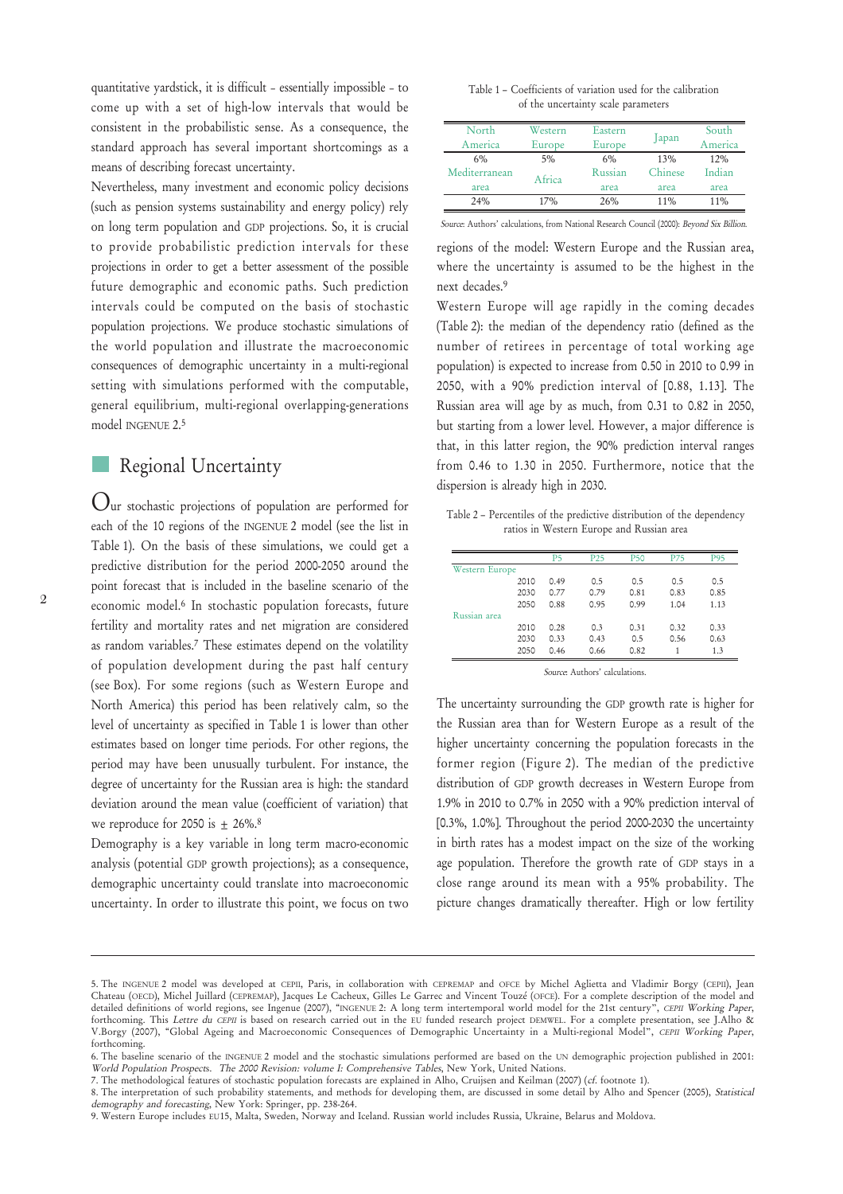quantitative yardstick, it is difficult – essentially impossible – to come up with a set of high-low intervals that would be consistent in the probabilistic sense. As a consequence, the standard approach has several important shortcomings as a means of describing forecast uncertainty.

Nevertheless, many investment and economic policy decisions (such as pension systems sustainability and energy policy) rely on long term population and GDP projections. So, it is crucial to provide probabilistic prediction intervals for these projections in order to get a better assessment of the possible future demographic and economic paths. Such prediction intervals could be computed on the basis of stochastic population projections. We produce stochastic simulations of the world population and illustrate the macroeconomic consequences of demographic uncertainty in a multi-regional setting with simulations performed with the computable, general equilibrium, multi-regional overlapping-generations model INGENUE 2.[5]

## Regional Uncertainty

Our stochastic projections of population are performed for each of the 10 regions of the INGENUE 2 model (see the list in Table 1). On the basis of these simulations, we could get a predictive distribution for the period 2000-2050 around the point forecast that is included in the baseline scenario of the economic model.[6] In stochastic population forecasts, future fertility and mortality rates and net migration are considered as random variables.[7] These estimates depend on the volatility of population development during the past half century (see Box). For some regions (such as Western Europe and North America) this period has been relatively calm, so the level of uncertainty as specified in Table 1 is lower than other estimates based on longer time periods. For other regions, the period may have been unusually turbulent. For instance, the degree of uncertainty for the Russian area is high: the standard deviation around the mean value (coefficient of variation) that we reproduce for 2050 is ± 26%.[8]

Demography is a key variable in long term macro-economic analysis (potential GDP growth projections); as a consequence, demographic uncertainty could translate into macroeconomic uncertainty. In order to illustrate this point, we focus on two regions of the model: Western Europe and the Russian area, where the uncertainty is assumed to be the highest in the next decades.[9]

Table 1 – Coefficients of variation used for the calibration of the uncertainty scale parameters

| North America | Western Europe | Eastern Europe | Japan | South America |
|---|---|---|---|---|
| 6% | 5% | 6% | 13% | 12% |
| **Mediterranean area** | **Africa** | **Russian area** | **Chinese area** | **Indian area** |
| 24% | 17% | 26% | 11% | 11% |

*Source*: Authors' calculations, from National Research Council (2000): *Beyond Six Billion*.

Western Europe will age rapidly in the coming decades (Table 2): the median of the dependency ratio (defined as the number of retirees in percentage of total working age population) is expected to increase from 0.50 in 2010 to 0.99 in 2050, with a 90% prediction interval of [0.88, 1.13]. The Russian area will age by as much, from 0.31 to 0.82 in 2050, but starting from a lower level. However, a major difference is that, in this latter region, the 90% prediction interval ranges from 0.46 to 1.30 in 2050. Furthermore, notice that the dispersion is already high in 2030.

Table 2 – Percentiles of the predictive distribution of the dependency ratios in Western Europe and Russian area

| | | P5 | P25 | P50 | P75 | P95 |
|---|---|---|---|---|---|---|
| Western Europe | | | | | | |
| | 2010 | 0.49 | 0.5 | 0.5 | 0.5 | 0.5 |
| | 2030 | 0.77 | 0.79 | 0.81 | 0.83 | 0.85 |
| | 2050 | 0.88 | 0.95 | 0.99 | 1.04 | 1.13 |
| Russian area | | | | | | |
| | 2010 | 0.28 | 0.3 | 0.31 | 0.32 | 0.33 |
| | 2030 | 0.33 | 0.43 | 0.5 | 0.56 | 0.63 |
| | 2050 | 0.46 | 0.66 | 0.82 | 1 | 1.3 |

*Source*: Authors' calculations.

The uncertainty surrounding the GDP growth rate is higher for the Russian area than for Western Europe as a result of the higher uncertainty concerning the population forecasts in the former region (Figure 2). The median of the predictive distribution of GDP growth decreases in Western Europe from 1.9% in 2010 to 0.7% in 2050 with a 90% prediction interval of [0.3%, 1.0%]. Throughout the period 2000-2030 the uncertainty in birth rates has a modest impact on the size of the working age population. Therefore the growth rate of GDP stays in a close range around its mean with a 95% probability. The picture changes dramatically thereafter. High or low fertility

---

5. The INGENUE 2 model was developed at CEPII, Paris, in collaboration with CEPREMAP and OFCE by Michel Aglietta and Vladimir Borgy (CEPII), Jean Chateau (OECD), Michel Juillard (CEPREMAP), Jacques Le Cacheux, Gilles Le Garrec and Vincent Touzé (OFCE). For a complete description of the model and detailed definitions of world regions, see Ingenue (2007), "INGENUE 2: A long term intertemporal world model for the 21st century", *CEPII Working Paper*, forthcoming. This *Lettre du CEPII* is based on research carried out in the EU funded research project DEMWEL. For a complete presentation, see J.Alho & V.Borgy (2007), "Global Ageing and Macroeconomic Consequences of Demographic Uncertainty in a Multi-regional Model", *CEPII Working Paper*, forthcoming.

6. The baseline scenario of the INGENUE 2 model and the stochastic simulations performed are based on the UN demographic projection published in 2001: *World Population Prospects. The 2000 Revision: volume I: Comprehensive Tables*, New York, United Nations.

7. The methodological features of stochastic population forecasts are explained in Alho, Cruijsen and Keilman (2007) (cf. footnote 1).

8. The interpretation of such probability statements, and methods for developing them, are discussed in some detail by Alho and Spencer (2005), *Statistical demography and forecasting*, New York: Springer, pp. 238-264.

9. Western Europe includes EU15, Malta, Sweden, Norway and Iceland. Russian world includes Russia, Ukraine, Belarus and Moldova.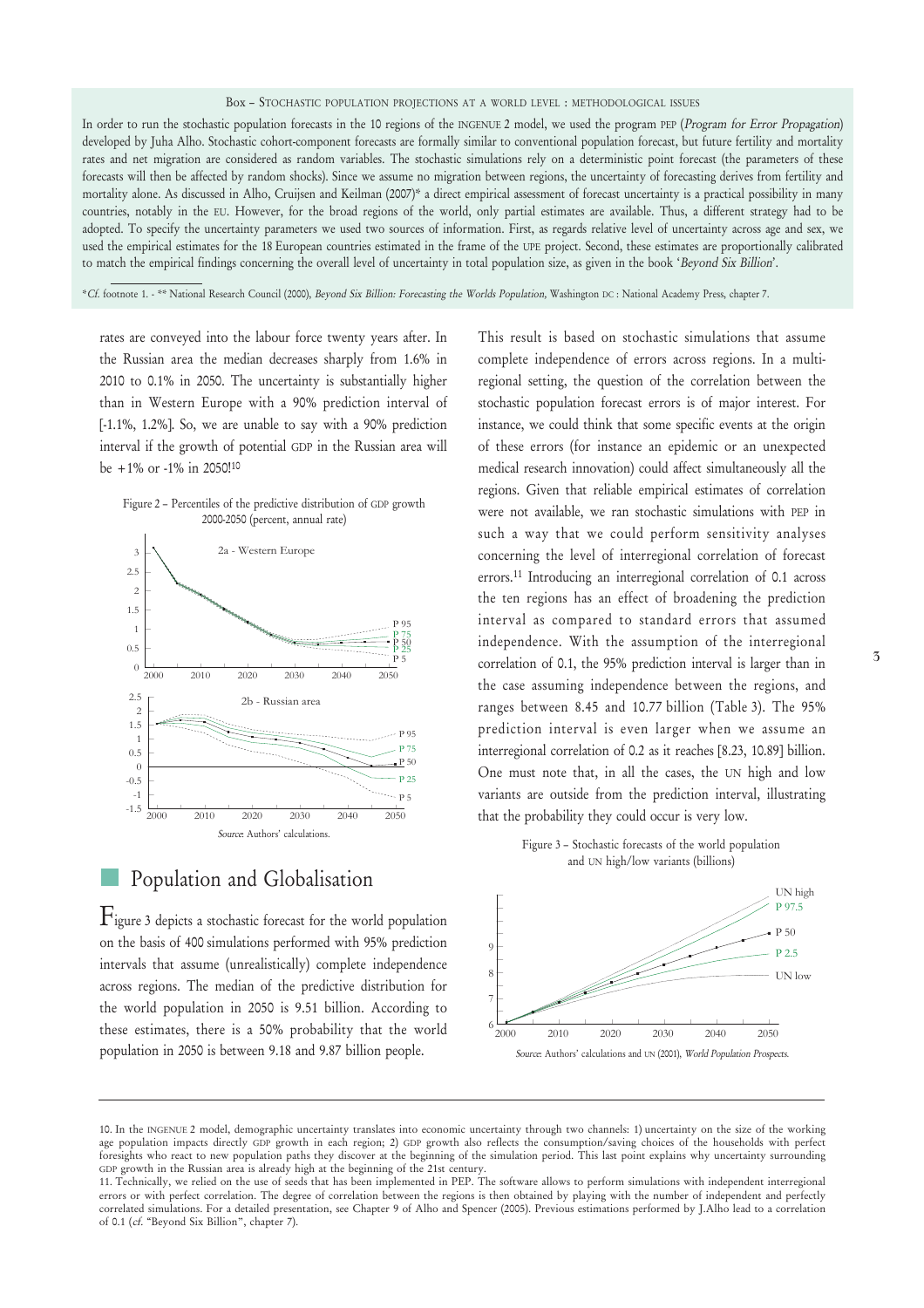**Box – Stochastic population projections at a world level : methodological issues**

In order to run the stochastic population forecasts in the 10 regions of the INGENUE 2 model, we used the program PEP (*Program for Error Propagation*) developed by Juha Alho. Stochastic cohort-component forecasts are formally similar to conventional population forecast, but future fertility and mortality rates and net migration are considered as random variables. The stochastic simulations rely on a deterministic point forecast (the parameters of these forecasts will then be affected by random shocks). Since we assume no migration between regions, the uncertainty of forecasting derives from fertility and mortality alone. As discussed in Alho, Cruijsen and Keilman (2007)* a direct empirical assessment of forecast uncertainty is a practical possibility in many countries, notably in the EU. However, for the broad regions of the world, only partial estimates are available. Thus, a different strategy had to be adopted. To specify the uncertainty parameters we used two sources of information. First, as regards relative level of uncertainty across age and sex, we used the empirical estimates for the 18 European countries estimated in the frame of the UPE project. Second, these estimates are proportionally calibrated to match the empirical findings concerning the overall level of uncertainty in total population size, as given in the book '*Beyond Six Billion*'.

\**Cf.* footnote 1. - \*\* National Research Council (2000), *Beyond Six Billion: Forecasting the Worlds Population,* Washington DC : National Academy Press, chapter 7.

rates are conveyed into the labour force twenty years after. In the Russian area the median decreases sharply from 1.6% in 2010 to 0.1% in 2050. The uncertainty is substantially higher than in Western Europe with a 90% prediction interval of [-1.1%, 1.2%]. So, we are unable to say with a 90% prediction interval if the growth of potential GDP in the Russian area will be +1% or -1% in 2050![10]

Figure 2 – Percentiles of the predictive distribution of GDP growth 2000-2050 (percent, annual rate)

2a - Western Europe

2b - Russian area

*Source*: Authors' calculations.

## Population and Globalisation

Figure 3 depicts a stochastic forecast for the world population on the basis of 400 simulations performed with 95% prediction intervals that assume (unrealistically) complete independence across regions. The median of the predictive distribution for the world population in 2050 is 9.51 billion. According to these estimates, there is a 50% probability that the world population in 2050 is between 9.18 and 9.87 billion people.

This result is based on stochastic simulations that assume complete independence of errors across regions. In a multi-regional setting, the question of the correlation between the stochastic population forecast errors is of major interest. For instance, we could think that some specific events at the origin of these errors (for instance an epidemic or an unexpected medical research innovation) could affect simultaneously all the regions. Given that reliable empirical estimates of correlation were not available, we ran stochastic simulations with PEP in such a way that we could perform sensitivity analyses concerning the level of interregional correlation of forecast errors.[11] Introducing an interregional correlation of 0.1 across the ten regions has an effect of broadening the prediction interval as compared to standard errors that assumed independence. With the assumption of the interregional correlation of 0.1, the 95% prediction interval is larger than in the case assuming independence between the regions, and ranges between 8.45 and 10.77 billion (Table 3). The 95% prediction interval is even larger when we assume an interregional correlation of 0.2 as it reaches [8.23, 10.89] billion. One must note that, in all the cases, the UN high and low variants are outside from the prediction interval, illustrating that the probability they could occur is very low.

Figure 3 – Stochastic forecasts of the world population and UN high/low variants (billions)

*Source*: Authors' calculations and UN (2001), *World Population Prospects*.

---

10. In the INGENUE 2 model, demographic uncertainty translates into economic uncertainty through two channels: 1) uncertainty on the size of the working age population impacts directly GDP growth in each region; 2) GDP growth also reflects the consumption/saving choices of the households with perfect foresights who react to new population paths they discover at the beginning of the simulation period. This last point explains why uncertainty surrounding GDP growth in the Russian area is already high at the beginning of the 21st century.

11. Technically, we relied on the use of seeds that has been implemented in PEP. The software allows to perform simulations with independent interregional errors or with perfect correlation. The degree of correlation between the regions is then obtained by playing with the number of independent and perfectly correlated simulations. For a detailed presentation, see Chapter 9 of Alho and Spencer (2005). Previous estimations performed by J.Alho lead to a correlation of 0.1 (*cf.* "Beyond Six Billion", chapter 7).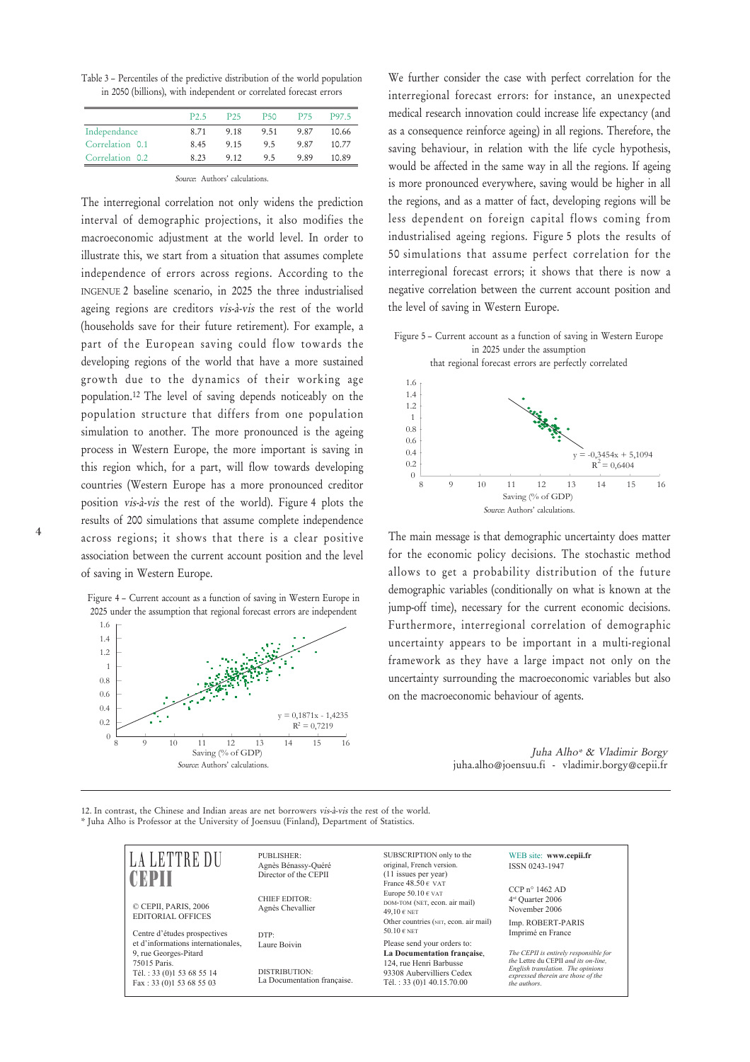Table 3 – Percentiles of the predictive distribution of the world population in 2050 (billions), with independent or correlated forecast errors

| | P2.5 | P25 | P50 | P75 | P97.5 |
|---|---|---|---|---|---|
| Independance | 8.71 | 9.18 | 9.51 | 9.87 | 10.66 |
| Correlation 0.1 | 8.45 | 9.15 | 9.5 | 9.87 | 10.77 |
| Correlation 0.2 | 8.23 | 9.12 | 9.5 | 9.89 | 10.89 |

*Source*: Authors' calculations.

The interregional correlation not only widens the prediction interval of demographic projections, it also modifies the macroeconomic adjustment at the world level. In order to illustrate this, we start from a situation that assumes complete independence of errors across regions. According to the INGENUE 2 baseline scenario, in 2025 the three industrialised ageing regions are creditors *vis-à-vis* the rest of the world (households save for their future retirement). For example, a part of the European saving could flow towards the developing regions of the world that have a more sustained growth due to the dynamics of their working age population.[12] The level of saving depends noticeably on the population structure that differs from one population simulation to another. The more pronounced is the ageing process in Western Europe, the more important is saving in this region which, for a part, will flow towards developing countries (Western Europe has a more pronounced creditor position *vis-à-vis* the rest of the world). Figure 4 plots the results of 200 simulations that assume complete independence across regions; it shows that there is a clear positive association between the current account position and the level of saving in Western Europe.

Figure 4 – Current account as a function of saving in Western Europe in 2025 under the assumption that regional forecast errors are independent

1.6
1.4
1.2
1
0.8
0.6
0.4
0.2
0
8 9 10 11 12 13 14 15 16
Saving (% of GDP)
y = 0,1871x - 1,4235
$R^2$ = 0,7219

*Source*: Authors' calculations.

We further consider the case with perfect correlation for the interregional forecast errors: for instance, an unexpected medical research innovation could increase life expectancy (and as a consequence reinforce ageing) in all regions. Therefore, the saving behaviour, in relation with the life cycle hypothesis, would be affected in the same way in all the regions. If ageing is more pronounced everywhere, saving would be higher in all the regions, and as a matter of fact, developing regions will be less dependent on foreign capital flows coming from industrialised ageing regions. Figure 5 plots the results of 50 simulations that assume perfect correlation for the interregional forecast errors; it shows that there is now a negative correlation between the current account position and the level of saving in Western Europe.

Figure 5 – Current account as a function of saving in Western Europe in 2025 under the assumption that regional forecast errors are perfectly correlated

1.6
1.4
1.2
1
0.8
0.6
0.4
0.2
0
8 9 10 11 12 13 14 15 16
Saving (% of GDP)
y = -0,3454x + 5,1094
$R^2$ = 0,6404

*Source*: Authors' calculations.

The main message is that demographic uncertainty does matter for the economic policy decisions. The stochastic method allows to get a probability distribution of the future demographic variables (conditionally on what is known at the jump-off time), necessary for the current economic decisions. Furthermore, interregional correlation of demographic uncertainty appears to be important in a multi-regional framework as they have a large impact not only on the uncertainty surrounding the macroeconomic variables but also on the macroeconomic behaviour of agents.

*Juha Alho\* & Vladimir Borgy*
juha.alho@joensuu.fi - vladimir.borgy@cepii.fr

12. In contrast, the Chinese and Indian areas are net borrowers *vis-à-vis* the rest of the world.
\* Juha Alho is Professor at the University of Joensuu (Finland), Department of Statistics.

LA LETTRE DU CEPII

© CEPII, PARIS, 2006
EDITORIAL OFFICES

Centre d'études prospectives et d'informations internationales,
9, rue Georges-Pitard
75015 Paris.
Tél. : 33 (0)1 53 68 55 14
Fax : 33 (0)1 53 68 55 03

PUBLISHER:
Agnès Bénassy-Quéré
Director of the CEPII

CHIEF EDITOR:
Agnès Chevallier

DTP:
Laure Boivin

DISTRIBUTION:
La Documentation française.

SUBSCRIPTION only to the original, French version.
(11 issues per year)
France 48.50 € VAT
Europe 50.10 € VAT
DOM-TOM (NET, econ. air mail)
49,10 € NET
Other countries (NET, econ. air mail)
50.10 € NET

Please send your orders to:
**La Documentation française**,
124, rue Henri Barbusse
93308 Aubervilliers Cedex
Tél. : 33 (0)1 40.15.70.00

WEB site: **www.cepii.fr**
ISSN 0243-1947

CCP n° 1462 AD
4th Quarter 2006
November 2006

Imp. ROBERT-PARIS
Imprimé en France

*The CEPII is entirely responsible for the Lettre du CEPII and its on-line, English translation. The opinions expressed therein are those of the authors.*